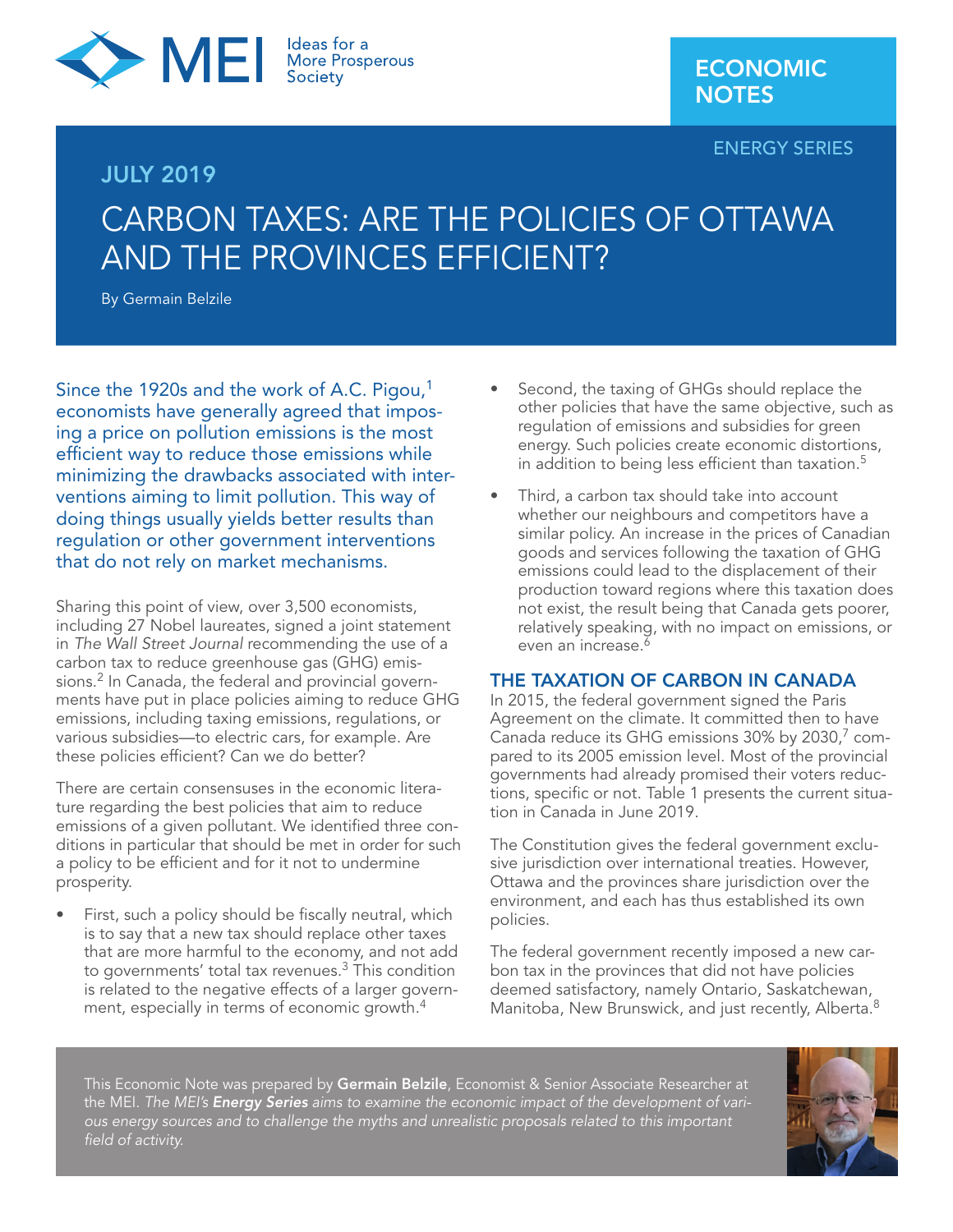MEI Ideas for a More Prosperous Society

ECONOMIC NOTES

ENERGY SERIES

JULY 2019

# CARBON TAXES: ARE THE POLICIES OF OTTAWA AND THE PROVINCES EFFICIENT?

By Germain Belzile

Since the 1920s and the work of A.C. Pigou,[1] economists have generally agreed that imposing a price on pollution emissions is the most efficient way to reduce those emissions while minimizing the drawbacks associated with interventions aiming to limit pollution. This way of doing things usually yields better results than regulation or other government interventions that do not rely on market mechanisms.

Sharing this point of view, over 3,500 economists, including 27 Nobel laureates, signed a joint statement in *The Wall Street Journal* recommending the use of a carbon tax to reduce greenhouse gas (GHG) emissions.[2] In Canada, the federal and provincial governments have put in place policies aiming to reduce GHG emissions, including taxing emissions, regulations, or various subsidies—to electric cars, for example. Are these policies efficient? Can we do better?

There are certain consensuses in the economic literature regarding the best policies that aim to reduce emissions of a given pollutant. We identified three conditions in particular that should be met in order for such a policy to be efficient and for it not to undermine prosperity.

- First, such a policy should be fiscally neutral, which is to say that a new tax should replace other taxes that are more harmful to the economy, and not add to governments' total tax revenues.[3] This condition is related to the negative effects of a larger government, especially in terms of economic growth.[4]
- Second, the taxing of GHGs should replace the other policies that have the same objective, such as regulation of emissions and subsidies for green energy. Such policies create economic distortions, in addition to being less efficient than taxation.[5]
- Third, a carbon tax should take into account whether our neighbours and competitors have a similar policy. An increase in the prices of Canadian goods and services following the taxation of GHG emissions could lead to the displacement of their production toward regions where this taxation does not exist, the result being that Canada gets poorer, relatively speaking, with no impact on emissions, or even an increase.[6]

## THE TAXATION OF CARBON IN CANADA

In 2015, the federal government signed the Paris Agreement on the climate. It committed then to have Canada reduce its GHG emissions 30% by 2030,[7] compared to its 2005 emission level. Most of the provincial governments had already promised their voters reductions, specific or not. Table 1 presents the current situation in Canada in June 2019.

The Constitution gives the federal government exclusive jurisdiction over international treaties. However, Ottawa and the provinces share jurisdiction over the environment, and each has thus established its own policies.

The federal government recently imposed a new carbon tax in the provinces that did not have policies deemed satisfactory, namely Ontario, Saskatchewan, Manitoba, New Brunswick, and just recently, Alberta.[8]

This Economic Note was prepared by **Germain Belzile**, Economist & Senior Associate Researcher at the MEI. *The MEI's* ***Energy Series*** *aims to examine the economic impact of the development of various energy sources and to challenge the myths and unrealistic proposals related to this important field of activity.*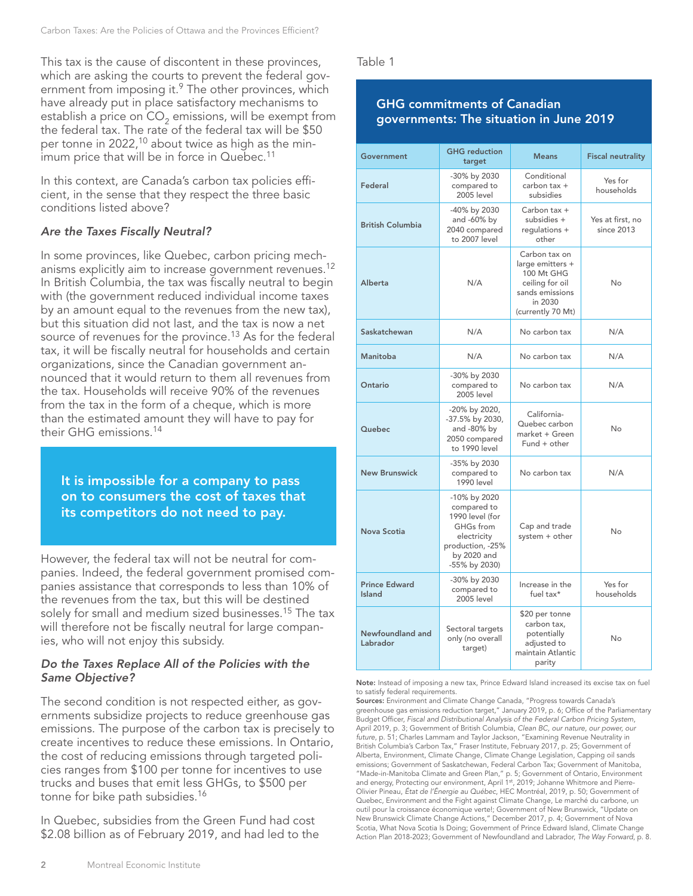This tax is the cause of discontent in these provinces, which are asking the courts to prevent the federal government from imposing it.[9] The other provinces, which have already put in place satisfactory mechanisms to establish a price on $CO_2$ emissions, will be exempt from the federal tax. The rate of the federal tax will be $50 per tonne in 2022,[10] about twice as high as the minimum price that will be in force in Quebec.[11]

In this context, are Canada's carbon tax policies efficient, in the sense that they respect the three basic conditions listed above?

### *Are the Taxes Fiscally Neutral?*

In some provinces, like Quebec, carbon pricing mechanisms explicitly aim to increase government revenues.[12] In British Columbia, the tax was fiscally neutral to begin with (the government reduced individual income taxes by an amount equal to the revenues from the new tax), but this situation did not last, and the tax is now a net source of revenues for the province.[13] As for the federal tax, it will be fiscally neutral for households and certain organizations, since the Canadian government announced that it would return to them all revenues from the tax. Households will receive 90% of the revenues from the tax in the form of a cheque, which is more than the estimated amount they will have to pay for their GHG emissions.[14]

**It is impossible for a company to pass on to consumers the cost of taxes that its competitors do not need to pay.**

However, the federal tax will not be neutral for companies. Indeed, the federal government promised companies assistance that corresponds to less than 10% of the revenues from the tax, but this will be destined solely for small and medium sized businesses.[15] The tax will therefore not be fiscally neutral for large companies, who will not enjoy this subsidy.

### *Do the Taxes Replace All of the Policies with the Same Objective?*

The second condition is not respected either, as governments subsidize projects to reduce greenhouse gas emissions. The purpose of the carbon tax is precisely to create incentives to reduce these emissions. In Ontario, the cost of reducing emissions through targeted policies ranges from $100 per tonne for incentives to use trucks and buses that emit less GHGs, to $500 per tonne for bike path subsidies.[16]

In Quebec, subsidies from the Green Fund had cost $2.08 billion as of February 2019, and had led to the

Table 1

**GHG commitments of Canadian governments: The situation in June 2019**

| Government | GHG reduction target | Means | Fiscal neutrality |
|---|---|---|---|
| Federal | -30% by 2030 compared to 2005 level | Conditional carbon tax + subsidies | Yes for households |
| British Columbia | -40% by 2030 and -60% by 2040 compared to 2007 level | Carbon tax + subsidies + regulations + other | Yes at first, no since 2013 |
| Alberta | N/A | Carbon tax on large emitters + 100 Mt GHG ceiling for oil sands emissions in 2030 (currently 70 Mt) | No |
| Saskatchewan | N/A | No carbon tax | N/A |
| Manitoba | N/A | No carbon tax | N/A |
| Ontario | -30% by 2030 compared to 2005 level | No carbon tax | N/A |
| Quebec | -20% by 2020, -37.5% by 2030, and -80% by 2050 compared to 1990 level | California-Quebec carbon market + Green Fund + other | No |
| New Brunswick | -35% by 2030 compared to 1990 level | No carbon tax | N/A |
| Nova Scotia | -10% by 2020 compared to 1990 level (for GHGs from electricity production, -25% by 2020 and -55% by 2030) | Cap and trade system + other | No |
| Prince Edward Island | -30% by 2030 compared to 2005 level | Increase in the fuel tax* | Yes for households |
| Newfoundland and Labrador | Sectoral targets only (no overall target) | $20 per tonne carbon tax, potentially adjusted to maintain Atlantic parity | No |

**Note:** Instead of imposing a new tax, Prince Edward Island increased its excise tax on fuel to satisfy federal requirements.

**Sources:** Environment and Climate Change Canada, "Progress towards Canada's greenhouse gas emissions reduction target," January 2019, p. 6; Office of the Parliamentary Budget Officer, *Fiscal and Distributional Analysis of the Federal Carbon Pricing System*, April 2019, p. 3; Government of British Columbia, *Clean BC, our nature, our power, our future*, p. 51; Charles Lammam and Taylor Jackson, "Examining Revenue Neutrality in British Columbia's Carbon Tax," Fraser Institute, February 2017, p. 25; Government of Alberta, Environment, Climate Change, Climate Change Legislation, Capping oil sands emissions; Government of Saskatchewan, Federal Carbon Tax; Government of Manitoba, "Made-in-Manitoba Climate and Green Plan," p. 5; Government of Ontario, Environment and energy, Protecting our environment, April 1st, 2019; Johanne Whitmore and Pierre-Olivier Pineau, *État de l'Énergie au Québec*, HEC Montréal, 2019, p. 50; Government of Quebec, Environment and the Fight against Climate Change, Le marché du carbone, un outil pour la croissance économique verte!; Government of New Brunswick, "Update on New Brunswick Climate Change Actions," December 2017, p. 4; Government of Nova Scotia, What Nova Scotia Is Doing; Government of Prince Edward Island, Climate Change Action Plan 2018-2023; Government of Newfoundland and Labrador, *The Way Forward*, p. 8.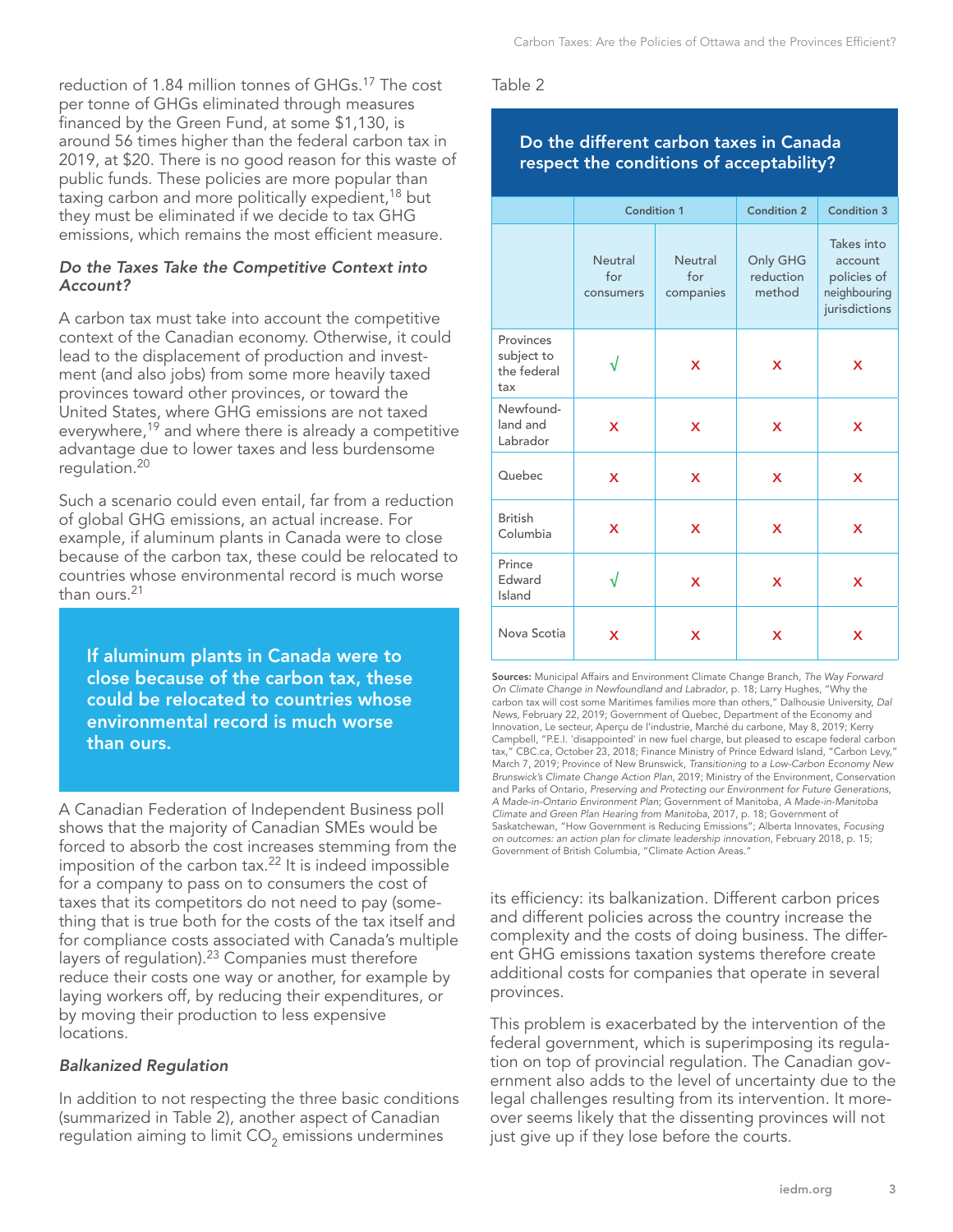reduction of 1.84 million tonnes of GHGs.[17] The cost per tonne of GHGs eliminated through measures financed by the Green Fund, at some $1,130, is around 56 times higher than the federal carbon tax in 2019, at $20. There is no good reason for this waste of public funds. These policies are more popular than taxing carbon and more politically expedient,[18] but they must be eliminated if we decide to tax GHG emissions, which remains the most efficient measure.

### *Do the Taxes Take the Competitive Context into Account?*

A carbon tax must take into account the competitive context of the Canadian economy. Otherwise, it could lead to the displacement of production and investment (and also jobs) from some more heavily taxed provinces toward other provinces, or toward the United States, where GHG emissions are not taxed everywhere,[19] and where there is already a competitive advantage due to lower taxes and less burdensome regulation.[20]

Such a scenario could even entail, far from a reduction of global GHG emissions, an actual increase. For example, if aluminum plants in Canada were to close because of the carbon tax, these could be relocated to countries whose environmental record is much worse than ours.[21]

**If aluminum plants in Canada were to close because of the carbon tax, these could be relocated to countries whose environmental record is much worse than ours.**

A Canadian Federation of Independent Business poll shows that the majority of Canadian SMEs would be forced to absorb the cost increases stemming from the imposition of the carbon tax.[22] It is indeed impossible for a company to pass on to consumers the cost of taxes that its competitors do not need to pay (something that is true both for the costs of the tax itself and for compliance costs associated with Canada's multiple layers of regulation).[23] Companies must therefore reduce their costs one way or another, for example by laying workers off, by reducing their expenditures, or by moving their production to less expensive locations.

### *Balkanized Regulation*

In addition to not respecting the three basic conditions (summarized in Table 2), another aspect of Canadian regulation aiming to limit $CO_2$ emissions undermines its efficiency: its balkanization. Different carbon prices and different policies across the country increase the complexity and the costs of doing business. The different GHG emissions taxation systems therefore create additional costs for companies that operate in several provinces.

This problem is exacerbated by the intervention of the federal government, which is superimposing its regulation on top of provincial regulation. The Canadian government also adds to the level of uncertainty due to the legal challenges resulting from its intervention. It moreover seems likely that the dissenting provinces will not just give up if they lose before the courts.

Table 2

**Do the different carbon taxes in Canada respect the conditions of acceptability?**

| | Condition 1 | | Condition 2 | Condition 3 |
|---|---|---|---|---|
| | Neutral for consumers | Neutral for companies | Only GHG reduction method | Takes into account policies of neighbouring jurisdictions |
| Provinces subject to the federal tax | √ | x | x | x |
| Newfoundland and Labrador | x | x | x | x |
| Quebec | x | x | x | x |
| British Columbia | x | x | x | x |
| Prince Edward Island | √ | x | x | x |
| Nova Scotia | x | x | x | x |

**Sources:** Municipal Affairs and Environment Climate Change Branch, *The Way Forward On Climate Change in Newfoundland and Labrador*, p. 18; Larry Hughes, "Why the carbon tax will cost some Maritimes families more than others," Dalhousie University, *Dal News*, February 22, 2019; Government of Quebec, Department of the Economy and Innovation, Le secteur, Aperçu de l'industrie, Marché du carbone, May 8, 2019; Kerry Campbell, "P.E.I. 'disappointed' in new fuel charge, but pleased to escape federal carbon tax," CBC.ca, October 23, 2018; Finance Ministry of Prince Edward Island, "Carbon Levy," March 7, 2019; Province of New Brunswick, *Transitioning to a Low-Carbon Economy New Brunswick's Climate Change Action Plan*, 2019; Ministry of the Environment, Conservation and Parks of Ontario, *Preserving and Protecting our Environment for Future Generations, A Made-in-Ontario Environment Plan*; Government of Manitoba, *A Made-in-Manitoba Climate and Green Plan Hearing from Manitoba*, 2017, p. 18; Government of Saskatchewan, "How Government is Reducing Emissions"; Alberta Innovates, *Focusing on outcomes: an action plan for climate leadership innovation*, February 2018, p. 15; Government of British Columbia, "Climate Action Areas."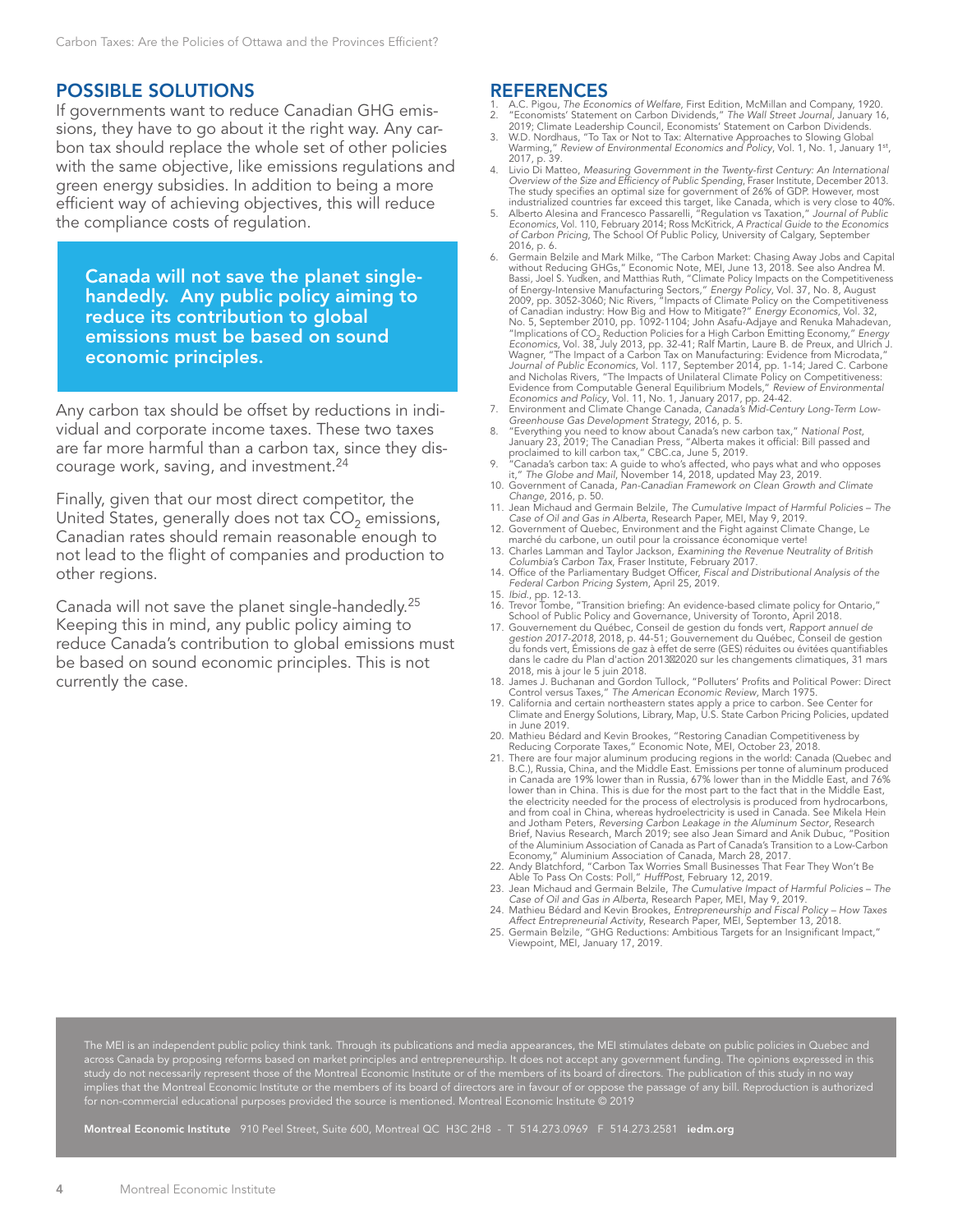## POSSIBLE SOLUTIONS

If governments want to reduce Canadian GHG emissions, they have to go about it the right way. Any carbon tax should replace the whole set of other policies with the same objective, like emissions regulations and green energy subsidies. In addition to being a more efficient way of achieving objectives, this will reduce the compliance costs of regulation.

**Canada will not save the planet single-handedly. Any public policy aiming to reduce its contribution to global emissions must be based on sound economic principles.**

Any carbon tax should be offset by reductions in individual and corporate income taxes. These two taxes are far more harmful than a carbon tax, since they discourage work, saving, and investment.[24]

Finally, given that our most direct competitor, the United States, generally does not tax $CO_2$ emissions, Canadian rates should remain reasonable enough to not lead to the flight of companies and production to other regions.

Canada will not save the planet single-handedly.[25] Keeping this in mind, any public policy aiming to reduce Canada's contribution to global emissions must be based on sound economic principles. This is not currently the case.

## REFERENCES

1. A.C. Pigou, *The Economics of Welfare*, First Edition, McMillan and Company, 1920.
2. "Economists' Statement on Carbon Dividends," *The Wall Street Journal*, January 16, 2019; Climate Leadership Council, Economists' Statement on Carbon Dividends.
3. W.D. Nordhaus, "To Tax or Not to Tax: Alternative Approaches to Slowing Global Warming," *Review of Environmental Economics and Policy*, Vol. 1, No. 1, January 1st, 2017, p. 39.
4. Livio Di Matteo, *Measuring Government in the Twenty-first Century: An International Overview of the Size and Efficiency of Public Spending*, Fraser Institute, December 2013. The study specifies an optimal size for government of 26% of GDP. However, most industrialized countries far exceed this target, like Canada, which is very close to 40%.
5. Alberto Alesina and Francesco Passarelli, "Regulation vs Taxation," *Journal of Public Economics*, Vol. 110, February 2014; Ross McKitrick, *A Practical Guide to the Economics of Carbon Pricing*, The School Of Public Policy, University of Calgary, September 2016, p. 6.
6. Germain Belzile and Mark Milke, "The Carbon Market: Chasing Away Jobs and Capital without Reducing GHGs," Economic Note, MEI, June 13, 2018. See also Andrea M. Bassi, Joel S. Yudken, and Matthias Ruth, "Climate Policy Impacts on the Competitiveness of Energy-Intensive Manufacturing Sectors," *Energy Policy*, Vol. 37, No. 8, August 2009, pp. 3052-3060; Nic Rivers, "Impacts of Climate Policy on the Competitiveness of Canadian industry: How Big and How to Mitigate?" *Energy Economics*, Vol. 32, No. 5, September 2010, pp. 1092-1104; John Asafu-Adjaye and Renuka Mahadevan, "Implications of $CO_2$ Reduction Policies for a High Carbon Emitting Economy," *Energy Economics*, Vol. 38, July 2013, pp. 32-41; Ralf Martin, Laure B. de Preux, and Ulrich J. Wagner, "The Impact of a Carbon Tax on Manufacturing: Evidence from Microdata," *Journal of Public Economics*, Vol. 117, September 2014, pp. 1-14; Jared C. Carbone and Nicholas Rivers, "The Impacts of Unilateral Climate Policy on Competitiveness: Evidence from Computable General Equilibrium Models," *Review of Environmental Economics and Policy*, Vol. 11, No. 1, January 2017, pp. 24-42.
7. Environment and Climate Change Canada, *Canada's Mid-Century Long-Term Low-Greenhouse Gas Development Strategy*, 2016, p. 5.
8. "Everything you need to know about Canada's new carbon tax," *National Post*, January 23, 2019; The Canadian Press, "Alberta makes it official: Bill passed and proclaimed to kill carbon tax," CBC.ca, June 5, 2019.
9. "Canada's carbon tax: A guide to who's affected, who pays what and who opposes it," *The Globe and Mail*, November 14, 2018, updated May 23, 2019.
10. Government of Canada, *Pan-Canadian Framework on Clean Growth and Climate Change*, 2016, p. 50.
11. Jean Michaud and Germain Belzile, *The Cumulative Impact of Harmful Policies – The Case of Oil and Gas in Alberta*, Research Paper, MEI, May 9, 2019.
12. Government of Quebec, Environment and the Fight against Climate Change, Le marché du carbone, un outil pour la croissance économique verte!
13. Charles Lamman and Taylor Jackson, *Examining the Revenue Neutrality of British Columbia's Carbon Tax*, Fraser Institute, February 2017.
14. Office of the Parliamentary Budget Officer, *Fiscal and Distributional Analysis of the Federal Carbon Pricing System*, April 25, 2019.
15. *Ibid.*, pp. 12-13.
16. Trevor Tombe, "Transition briefing: An evidence-based climate policy for Ontario," School of Public Policy and Governance, University of Toronto, April 2018.
17. Gouvernement du Québec, Conseil de gestion du fonds vert, *Rapport annuel de gestion 2017-2018*, 2018, p. 44-51; Gouvernement du Québec, Conseil de gestion du fonds vert, Émissions de gaz à effet de serre (GES) réduites ou évitées quantifiables dans le cadre du Plan d'action 2013-2020 sur les changements climatiques, 31 mars 2018, mis à jour le 5 juin 2018.
18. James J. Buchanan and Gordon Tullock, "Polluters' Profits and Political Power: Direct Control versus Taxes," *The American Economic Review*, March 1975.
19. California and certain northeastern states apply a price to carbon. See Center for Climate and Energy Solutions, Library, Map, U.S. State Carbon Pricing Policies, updated in June 2019.
20. Mathieu Bédard and Kevin Brookes, "Restoring Canadian Competitiveness by Reducing Corporate Taxes," Economic Note, MEI, October 23, 2018.
21. There are four major aluminum producing regions in the world: Canada (Quebec and B.C.), Russia, China, and the Middle East. Emissions per tonne of aluminum produced in Canada are 19% lower than in Russia, 67% lower than in the Middle East, and 76% lower than in China. This is due for the most part to the fact that in the Middle East, the electricity needed for the process of electrolysis is produced from hydrocarbons, and from coal in China, whereas hydroelectricity is used in Canada. See Mikela Hein and Jotham Peters, *Reversing Carbon Leakage in the Aluminum Sector*, Research Brief, Navius Research, March 2019; see also Jean Simard and Anik Dubuc, "Position of the Aluminium Association of Canada as Part of Canada's Transition to a Low-Carbon Economy," Aluminium Association of Canada, March 28, 2017.
22. Andy Blatchford, "Carbon Tax Worries Small Businesses That Fear They Won't Be Able To Pass On Costs: Poll," *HuffPost*, February 12, 2019.
23. Jean Michaud and Germain Belzile, *The Cumulative Impact of Harmful Policies – The Case of Oil and Gas in Alberta*, Research Paper, MEI, May 9, 2019.
24. Mathieu Bédard and Kevin Brookes, *Entrepreneurship and Fiscal Policy – How Taxes Affect Entrepreneurial Activity*, Research Paper, MEI, September 13, 2018.
25. Germain Belzile, "GHG Reductions: Ambitious Targets for an Insignificant Impact," Viewpoint, MEI, January 17, 2019.

The MEI is an independent public policy think tank. Through its publications and media appearances, the MEI stimulates debate on public policies in Quebec and across Canada by proposing reforms based on market principles and entrepreneurship. It does not accept any government funding. The opinions expressed in this study do not necessarily represent those of the Montreal Economic Institute or of the members of its board of directors. The publication of this study in no way implies that the Montreal Economic Institute or the members of its board of directors are in favour of or oppose the passage of any bill. Reproduction is authorized for non-commercial educational purposes provided the source is mentioned. Montreal Economic Institute © 2019

**Montreal Economic Institute** 910 Peel Street, Suite 600, Montreal QC H3C 2H8 - T 514.273.0969 F 514.273.2581 **iedm.org**